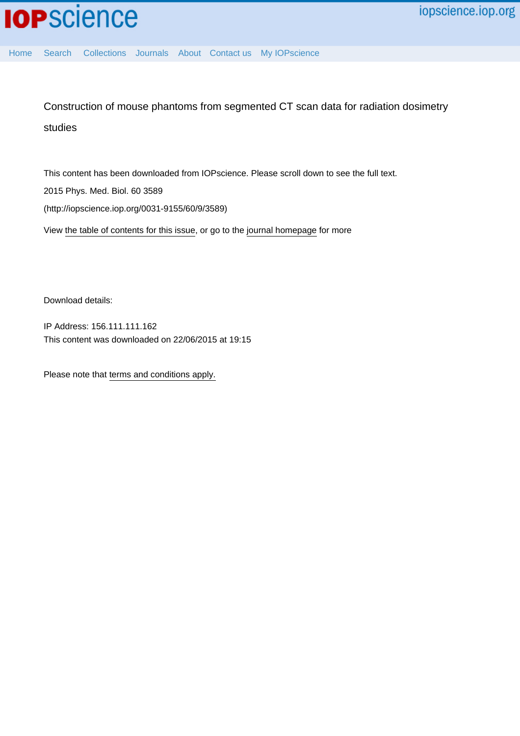# Construction of mouse phantoms from segmented CT scan data for radiation dosimetry studies

This content has been downloaded from IOPscience. Please scroll down to see the full text.

2015 Phys. Med. Biol. 60 3589

(http://iopscience.iop.org/0031-9155/60/9/3589)

View the table of contents for this issue, or go to the journal homepage for more

Download details:

IP Address: 156.111.111.162

This content was downloaded on 22/06/2015 at 19:15

Please note that terms and conditions apply.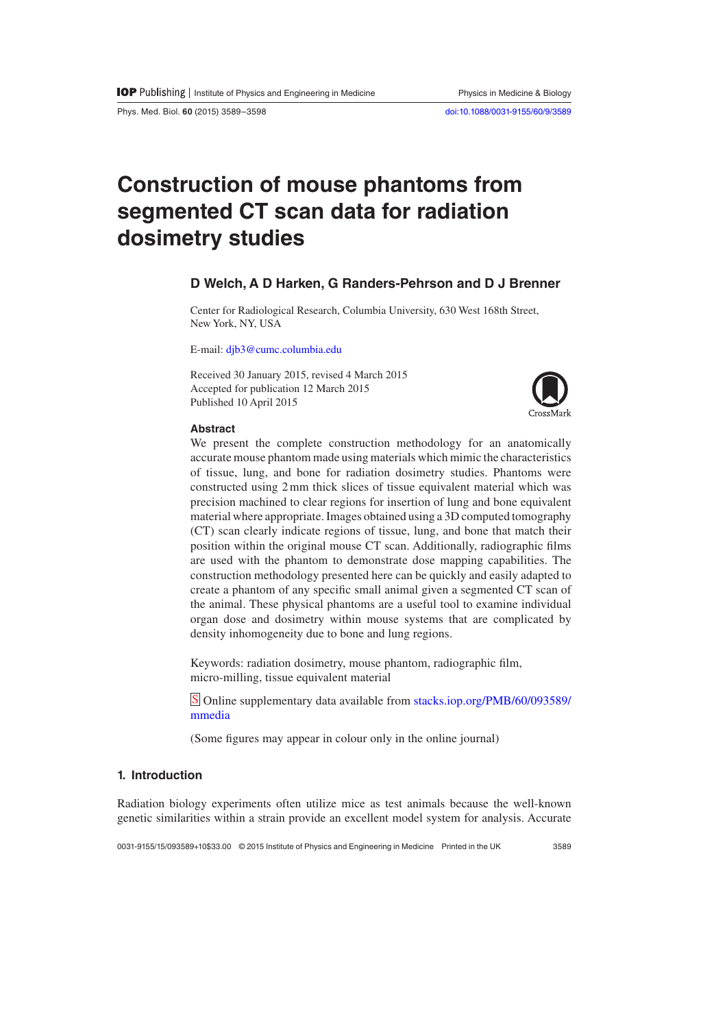# Construction of mouse phantoms from segmented CT scan data for radiation dosimetry studies

**D Welch, A D Harken, G Randers-Pehrson and D J Brenner**

Center for Radiological Research, Columbia University, 630 West 168th Street, New York, NY, USA

E-mail: djb3@cumc.columbia.edu

Received 30 January 2015, revised 4 March 2015
Accepted for publication 12 March 2015
Published 10 April 2015

### Abstract

We present the complete construction methodology for an anatomically accurate mouse phantom made using materials which mimic the characteristics of tissue, lung, and bone for radiation dosimetry studies. Phantoms were constructed using 2 mm thick slices of tissue equivalent material which was precision machined to clear regions for insertion of lung and bone equivalent material where appropriate. Images obtained using a 3D computed tomography (CT) scan clearly indicate regions of tissue, lung, and bone that match their position within the original mouse CT scan. Additionally, radiographic films are used with the phantom to demonstrate dose mapping capabilities. The construction methodology presented here can be quickly and easily adapted to create a phantom of any specific small animal given a segmented CT scan of the animal. These physical phantoms are a useful tool to examine individual organ dose and dosimetry within mouse systems that are complicated by density inhomogeneity due to bone and lung regions.

Keywords: radiation dosimetry, mouse phantom, radiographic film, micro-milling, tissue equivalent material

S Online supplementary data available from stacks.iop.org/PMB/60/093589/mmedia

(Some figures may appear in colour only in the online journal)

## 1. Introduction

Radiation biology experiments often utilize mice as test animals because the well-known genetic similarities within a strain provide an excellent model system for analysis. Accurate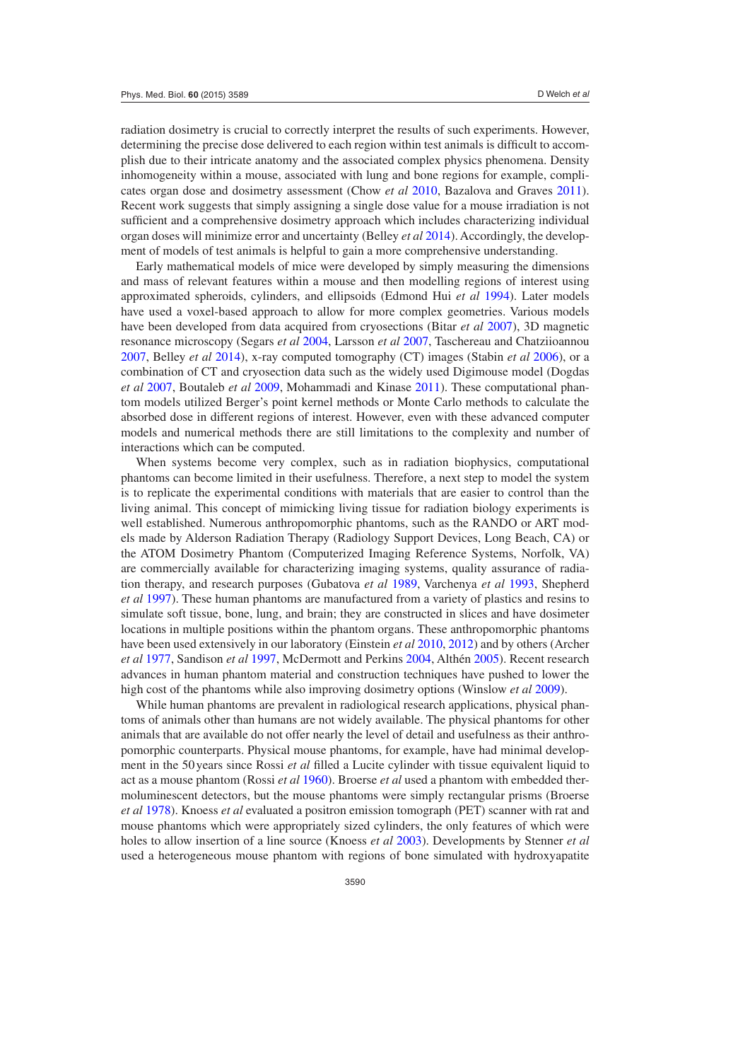radiation dosimetry is crucial to correctly interpret the results of such experiments. However, determining the precise dose delivered to each region within test animals is difficult to accomplish due to their intricate anatomy and the associated complex physics phenomena. Density inhomogeneity within a mouse, associated with lung and bone regions for example, complicates organ dose and dosimetry assessment (Chow *et al* 2010, Bazalova and Graves 2011). Recent work suggests that simply assigning a single dose value for a mouse irradiation is not sufficient and a comprehensive dosimetry approach which includes characterizing individual organ doses will minimize error and uncertainty (Belley *et al* 2014). Accordingly, the development of models of test animals is helpful to gain a more comprehensive understanding.

Early mathematical models of mice were developed by simply measuring the dimensions and mass of relevant features within a mouse and then modelling regions of interest using approximated spheroids, cylinders, and ellipsoids (Edmond Hui *et al* 1994). Later models have used a voxel-based approach to allow for more complex geometries. Various models have been developed from data acquired from cryosections (Bitar *et al* 2007), 3D magnetic resonance microscopy (Segars *et al* 2004, Larsson *et al* 2007, Taschereau and Chatziioannou 2007, Belley *et al* 2014), x-ray computed tomography (CT) images (Stabin *et al* 2006), or a combination of CT and cryosection data such as the widely used Digimouse model (Dogdas *et al* 2007, Boutaleb *et al* 2009, Mohammadi and Kinase 2011). These computational phantom models utilized Berger's point kernel methods or Monte Carlo methods to calculate the absorbed dose in different regions of interest. However, even with these advanced computer models and numerical methods there are still limitations to the complexity and number of interactions which can be computed.

When systems become very complex, such as in radiation biophysics, computational phantoms can become limited in their usefulness. Therefore, a next step to model the system is to replicate the experimental conditions with materials that are easier to control than the living animal. This concept of mimicking living tissue for radiation biology experiments is well established. Numerous anthropomorphic phantoms, such as the RANDO or ART models made by Alderson Radiation Therapy (Radiology Support Devices, Long Beach, CA) or the ATOM Dosimetry Phantom (Computerized Imaging Reference Systems, Norfolk, VA) are commercially available for characterizing imaging systems, quality assurance of radiation therapy, and research purposes (Gubatova *et al* 1989, Varchenya *et al* 1993, Shepherd *et al* 1997). These human phantoms are manufactured from a variety of plastics and resins to simulate soft tissue, bone, lung, and brain; they are constructed in slices and have dosimeter locations in multiple positions within the phantom organs. These anthropomorphic phantoms have been used extensively in our laboratory (Einstein *et al* 2010, 2012) and by others (Archer *et al* 1977, Sandison *et al* 1997, McDermott and Perkins 2004, Althén 2005). Recent research advances in human phantom material and construction techniques have pushed to lower the high cost of the phantoms while also improving dosimetry options (Winslow *et al* 2009).

While human phantoms are prevalent in radiological research applications, physical phantoms of animals other than humans are not widely available. The physical phantoms for other animals that are available do not offer nearly the level of detail and usefulness as their anthropomorphic counterparts. Physical mouse phantoms, for example, have had minimal development in the 50 years since Rossi *et al* filled a Lucite cylinder with tissue equivalent liquid to act as a mouse phantom (Rossi *et al* 1960). Broerse *et al* used a phantom with embedded thermoluminescent detectors, but the mouse phantoms were simply rectangular prisms (Broerse *et al* 1978). Knoess *et al* evaluated a positron emission tomograph (PET) scanner with rat and mouse phantoms which were appropriately sized cylinders, the only features of which were holes to allow insertion of a line source (Knoess *et al* 2003). Developments by Stenner *et al* used a heterogeneous mouse phantom with regions of bone simulated with hydroxyapatite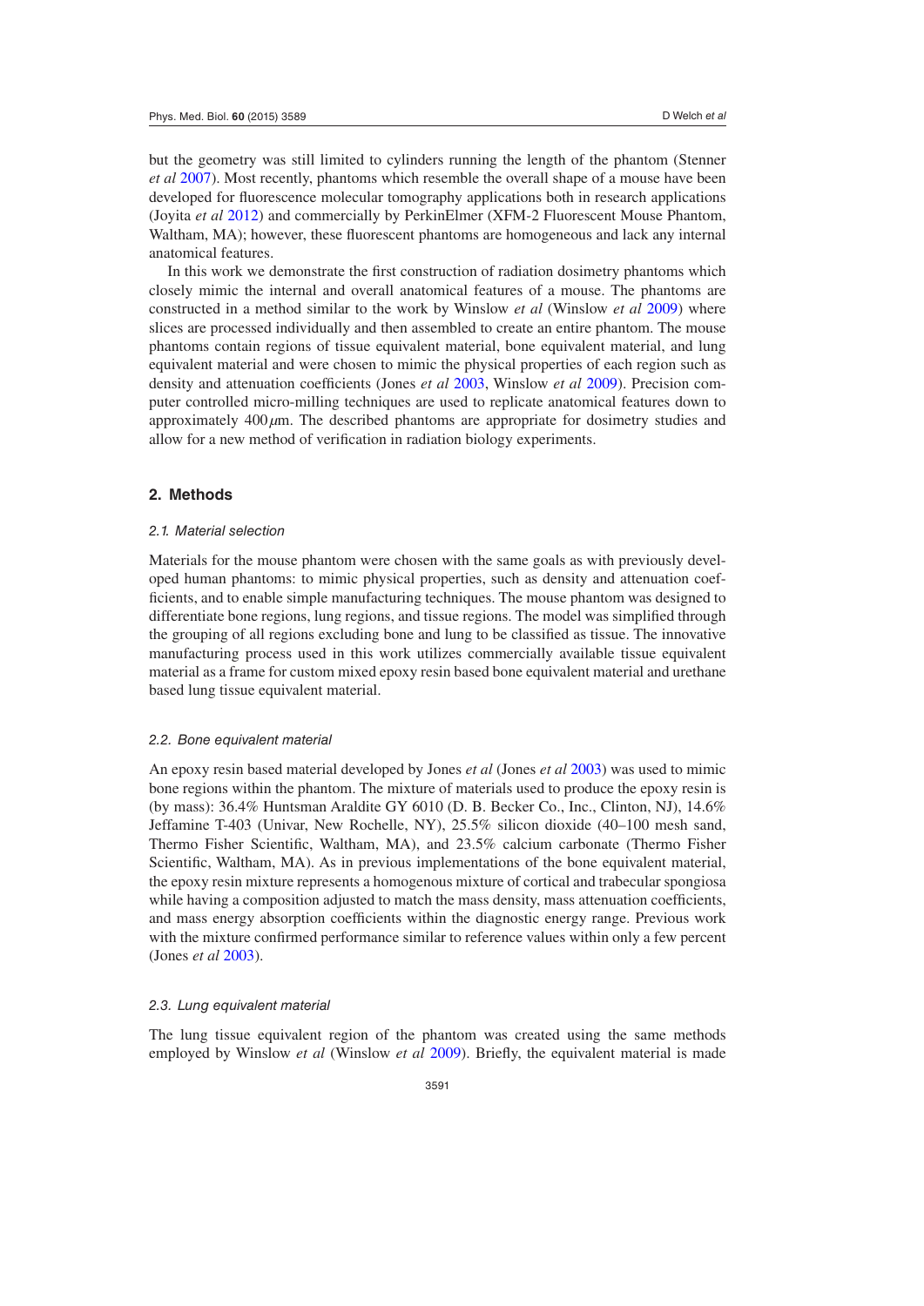but the geometry was still limited to cylinders running the length of the phantom (Stenner *et al* 2007). Most recently, phantoms which resemble the overall shape of a mouse have been developed for fluorescence molecular tomography applications both in research applications (Joyita *et al* 2012) and commercially by PerkinElmer (XFM-2 Fluorescent Mouse Phantom, Waltham, MA); however, these fluorescent phantoms are homogeneous and lack any internal anatomical features.

In this work we demonstrate the first construction of radiation dosimetry phantoms which closely mimic the internal and overall anatomical features of a mouse. The phantoms are constructed in a method similar to the work by Winslow *et al* (Winslow *et al* 2009) where slices are processed individually and then assembled to create an entire phantom. The mouse phantoms contain regions of tissue equivalent material, bone equivalent material, and lung equivalent material and were chosen to mimic the physical properties of each region such as density and attenuation coefficients (Jones *et al* 2003, Winslow *et al* 2009). Precision computer controlled micro-milling techniques are used to replicate anatomical features down to approximately 400 $\mu$m. The described phantoms are appropriate for dosimetry studies and allow for a new method of verification in radiation biology experiments.

## 2. Methods

### *2.1. Material selection*

Materials for the mouse phantom were chosen with the same goals as with previously developed human phantoms: to mimic physical properties, such as density and attenuation coefficients, and to enable simple manufacturing techniques. The mouse phantom was designed to differentiate bone regions, lung regions, and tissue regions. The model was simplified through the grouping of all regions excluding bone and lung to be classified as tissue. The innovative manufacturing process used in this work utilizes commercially available tissue equivalent material as a frame for custom mixed epoxy resin based bone equivalent material and urethane based lung tissue equivalent material.

### *2.2. Bone equivalent material*

An epoxy resin based material developed by Jones *et al* (Jones *et al* 2003) was used to mimic bone regions within the phantom. The mixture of materials used to produce the epoxy resin is (by mass): 36.4% Huntsman Araldite GY 6010 (D. B. Becker Co., Inc., Clinton, NJ), 14.6% Jeffamine T-403 (Univar, New Rochelle, NY), 25.5% silicon dioxide (40–100 mesh sand, Thermo Fisher Scientific, Waltham, MA), and 23.5% calcium carbonate (Thermo Fisher Scientific, Waltham, MA). As in previous implementations of the bone equivalent material, the epoxy resin mixture represents a homogenous mixture of cortical and trabecular spongiosa while having a composition adjusted to match the mass density, mass attenuation coefficients, and mass energy absorption coefficients within the diagnostic energy range. Previous work with the mixture confirmed performance similar to reference values within only a few percent (Jones *et al* 2003).

### *2.3. Lung equivalent material*

The lung tissue equivalent region of the phantom was created using the same methods employed by Winslow *et al* (Winslow *et al* 2009). Briefly, the equivalent material is made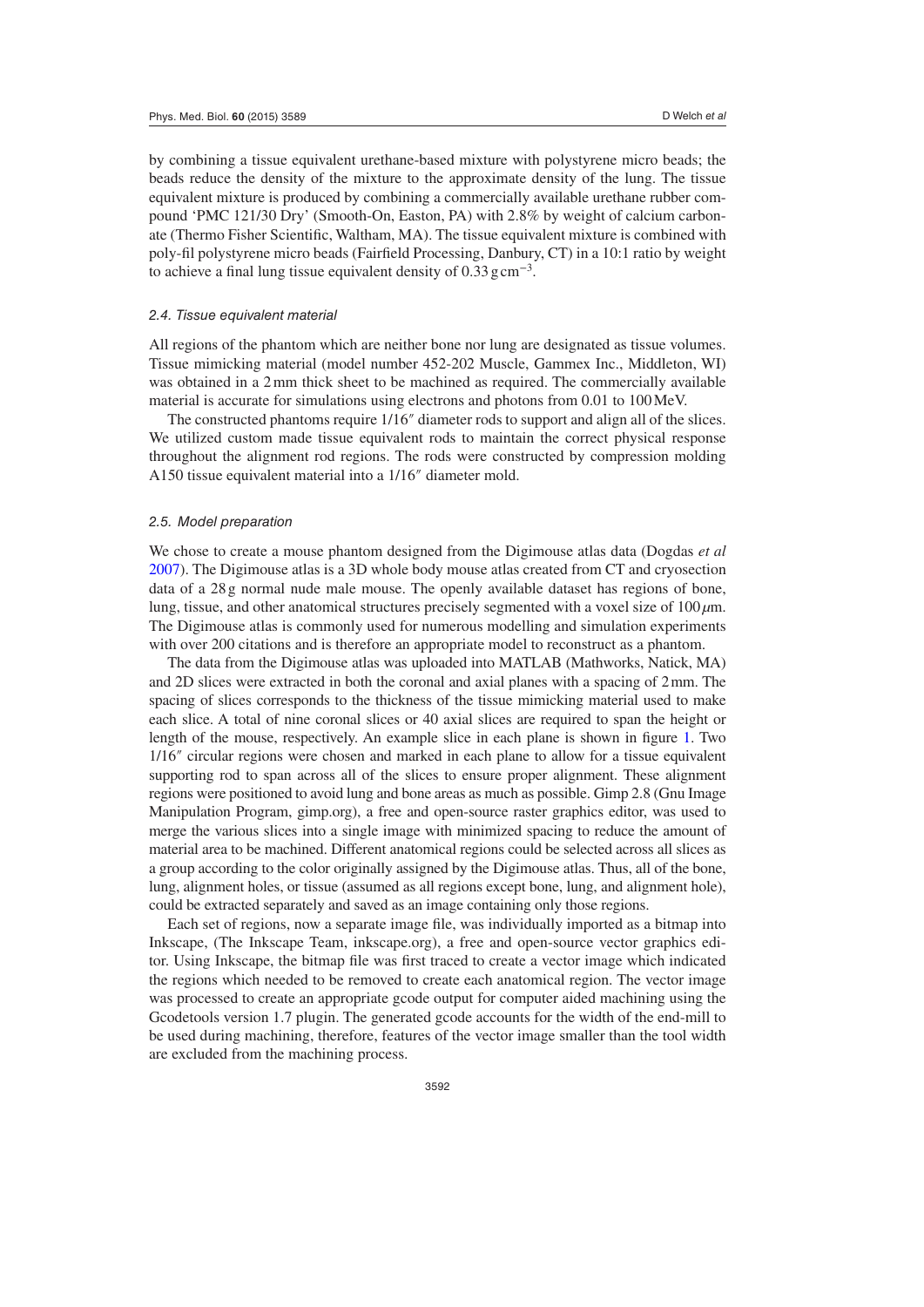by combining a tissue equivalent urethane-based mixture with polystyrene micro beads; the beads reduce the density of the mixture to the approximate density of the lung. The tissue equivalent mixture is produced by combining a commercially available urethane rubber compound 'PMC 121/30 Dry' (Smooth-On, Easton, PA) with 2.8% by weight of calcium carbonate (Thermo Fisher Scientific, Waltham, MA). The tissue equivalent mixture is combined with poly-fil polystyrene micro beads (Fairfield Processing, Danbury, CT) in a 10:1 ratio by weight to achieve a final lung tissue equivalent density of $0.33\,\mathrm{g\,cm^{-3}}$.

### *2.4. Tissue equivalent material*

All regions of the phantom which are neither bone nor lung are designated as tissue volumes. Tissue mimicking material (model number 452-202 Muscle, Gammex Inc., Middleton, WI) was obtained in a 2 mm thick sheet to be machined as required. The commercially available material is accurate for simulations using electrons and photons from 0.01 to 100 MeV.

The constructed phantoms require 1/16″ diameter rods to support and align all of the slices. We utilized custom made tissue equivalent rods to maintain the correct physical response throughout the alignment rod regions. The rods were constructed by compression molding A150 tissue equivalent material into a 1/16″ diameter mold.

### *2.5. Model preparation*

We chose to create a mouse phantom designed from the Digimouse atlas data (Dogdas *et al* 2007). The Digimouse atlas is a 3D whole body mouse atlas created from CT and cryosection data of a 28 g normal nude male mouse. The openly available dataset has regions of bone, lung, tissue, and other anatomical structures precisely segmented with a voxel size of $100\,\mu$m. The Digimouse atlas is commonly used for numerous modelling and simulation experiments with over 200 citations and is therefore an appropriate model to reconstruct as a phantom.

The data from the Digimouse atlas was uploaded into MATLAB (Mathworks, Natick, MA) and 2D slices were extracted in both the coronal and axial planes with a spacing of 2 mm. The spacing of slices corresponds to the thickness of the tissue mimicking material used to make each slice. A total of nine coronal slices or 40 axial slices are required to span the height or length of the mouse, respectively. An example slice in each plane is shown in figure 1. Two 1/16″ circular regions were chosen and marked in each plane to allow for a tissue equivalent supporting rod to span across all of the slices to ensure proper alignment. These alignment regions were positioned to avoid lung and bone areas as much as possible. Gimp 2.8 (Gnu Image Manipulation Program, gimp.org), a free and open-source raster graphics editor, was used to merge the various slices into a single image with minimized spacing to reduce the amount of material area to be machined. Different anatomical regions could be selected across all slices as a group according to the color originally assigned by the Digimouse atlas. Thus, all of the bone, lung, alignment holes, or tissue (assumed as all regions except bone, lung, and alignment hole), could be extracted separately and saved as an image containing only those regions.

Each set of regions, now a separate image file, was individually imported as a bitmap into Inkscape, (The Inkscape Team, inkscape.org), a free and open-source vector graphics editor. Using Inkscape, the bitmap file was first traced to create a vector image which indicated the regions which needed to be removed to create each anatomical region. The vector image was processed to create an appropriate gcode output for computer aided machining using the Gcodetools version 1.7 plugin. The generated gcode accounts for the width of the end-mill to be used during machining, therefore, features of the vector image smaller than the tool width are excluded from the machining process.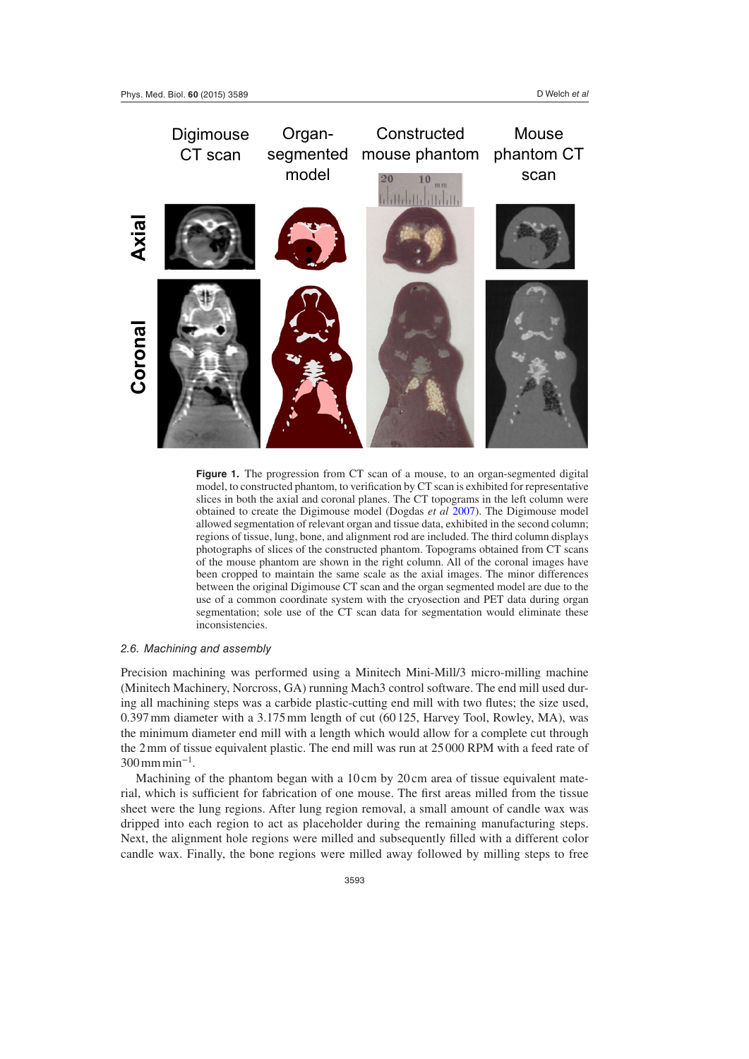**Figure 1.** The progression from CT scan of a mouse, to an organ-segmented digital model, to constructed phantom, to verification by CT scan is exhibited for representative slices in both the axial and coronal planes. The CT topograms in the left column were obtained to create the Digimouse model (Dogdas *et al* 2007). The Digimouse model allowed segmentation of relevant organ and tissue data, exhibited in the second column; regions of tissue, lung, bone, and alignment rod are included. The third column displays photographs of slices of the constructed phantom. Topograms obtained from CT scans of the mouse phantom are shown in the right column. All of the coronal images have been cropped to maintain the same scale as the axial images. The minor differences between the original Digimouse CT scan and the organ segmented model are due to the use of a common coordinate system with the cryosection and PET data during organ segmentation; sole use of the CT scan data for segmentation would eliminate these inconsistencies.

### 2.6. Machining and assembly

Precision machining was performed using a Minitech Mini-Mill/3 micro-milling machine (Minitech Machinery, Norcross, GA) running Mach3 control software. The end mill used during all machining steps was a carbide plastic-cutting end mill with two flutes; the size used, 0.397 mm diameter with a 3.175 mm length of cut (60125, Harvey Tool, Rowley, MA), was the minimum diameter end mill with a length which would allow for a complete cut through the 2 mm of tissue equivalent plastic. The end mill was run at 25 000 RPM with a feed rate of 300 mm $\text{min}^{-1}$.

Machining of the phantom began with a 10 cm by 20 cm area of tissue equivalent material, which is sufficient for fabrication of one mouse. The first areas milled from the tissue sheet were the lung regions. After lung region removal, a small amount of candle wax was dripped into each region to act as placeholder during the remaining manufacturing steps. Next, the alignment hole regions were milled and subsequently filled with a different color candle wax. Finally, the bone regions were milled away followed by milling steps to free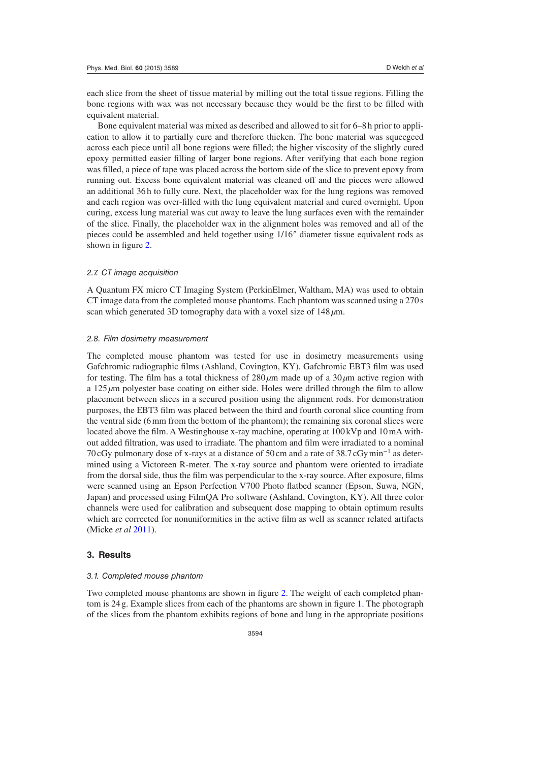each slice from the sheet of tissue material by milling out the total tissue regions. Filling the bone regions with wax was not necessary because they would be the first to be filled with equivalent material.

Bone equivalent material was mixed as described and allowed to sit for 6–8 h prior to application to allow it to partially cure and therefore thicken. The bone material was squeegeed across each piece until all bone regions were filled; the higher viscosity of the slightly cured epoxy permitted easier filling of larger bone regions. After verifying that each bone region was filled, a piece of tape was placed across the bottom side of the slice to prevent epoxy from running out. Excess bone equivalent material was cleaned off and the pieces were allowed an additional 36 h to fully cure. Next, the placeholder wax for the lung regions was removed and each region was over-filled with the lung equivalent material and cured overnight. Upon curing, excess lung material was cut away to leave the lung surfaces even with the remainder of the slice. Finally, the placeholder wax in the alignment holes was removed and all of the pieces could be assembled and held together using 1/16″ diameter tissue equivalent rods as shown in figure 2.

### *2.7. CT image acquisition*

A Quantum FX micro CT Imaging System (PerkinElmer, Waltham, MA) was used to obtain CT image data from the completed mouse phantoms. Each phantom was scanned using a 270 s scan which generated 3D tomography data with a voxel size of 148 $\mu$m.

### *2.8. Film dosimetry measurement*

The completed mouse phantom was tested for use in dosimetry measurements using Gafchromic radiographic films (Ashland, Covington, KY). Gafchromic EBT3 film was used for testing. The film has a total thickness of 280 $\mu$m made up of a 30 $\mu$m active region with a 125 $\mu$m polyester base coating on either side. Holes were drilled through the film to allow placement between slices in a secured position using the alignment rods. For demonstration purposes, the EBT3 film was placed between the third and fourth coronal slice counting from the ventral side (6 mm from the bottom of the phantom); the remaining six coronal slices were located above the film. A Westinghouse x-ray machine, operating at 100 kVp and 10 mA without added filtration, was used to irradiate. The phantom and film were irradiated to a nominal 70 cGy pulmonary dose of x-rays at a distance of 50 cm and a rate of 38.7 cGy min$^{-1}$ as determined using a Victoreen R-meter. The x-ray source and phantom were oriented to irradiate from the dorsal side, thus the film was perpendicular to the x-ray source. After exposure, films were scanned using an Epson Perfection V700 Photo flatbed scanner (Epson, Suwa, NGN, Japan) and processed using FilmQA Pro software (Ashland, Covington, KY). All three color channels were used for calibration and subsequent dose mapping to obtain optimum results which are corrected for nonuniformities in the active film as well as scanner related artifacts (Micke *et al* 2011).

## 3. Results

### *3.1. Completed mouse phantom*

Two completed mouse phantoms are shown in figure 2. The weight of each completed phantom is 24 g. Example slices from each of the phantoms are shown in figure 1. The photograph of the slices from the phantom exhibits regions of bone and lung in the appropriate positions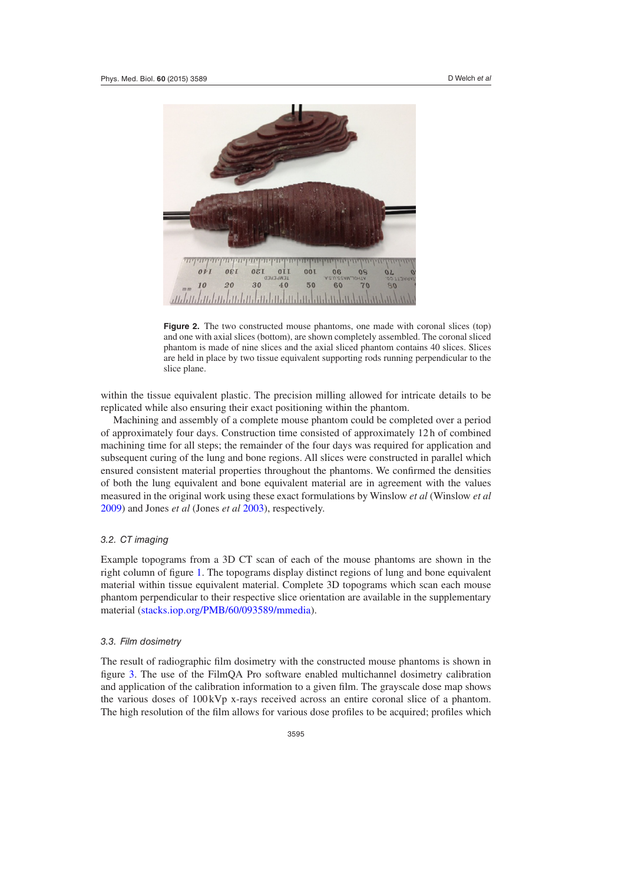**Figure 2.** The two constructed mouse phantoms, one made with coronal slices (top) and one with axial slices (bottom), are shown completely assembled. The coronal sliced phantom is made of nine slices and the axial sliced phantom contains 40 slices. Slices are held in place by two tissue equivalent supporting rods running perpendicular to the slice plane.

within the tissue equivalent plastic. The precision milling allowed for intricate details to be replicated while also ensuring their exact positioning within the phantom.

Machining and assembly of a complete mouse phantom could be completed over a period of approximately four days. Construction time consisted of approximately 12 h of combined machining time for all steps; the remainder of the four days was required for application and subsequent curing of the lung and bone regions. All slices were constructed in parallel which ensured consistent material properties throughout the phantoms. We confirmed the densities of both the lung equivalent and bone equivalent material are in agreement with the values measured in the original work using these exact formulations by Winslow *et al* (Winslow *et al* 2009) and Jones *et al* (Jones *et al* 2003), respectively.

### 3.2. CT imaging

Example topograms from a 3D CT scan of each of the mouse phantoms are shown in the right column of figure 1. The topograms display distinct regions of lung and bone equivalent material within tissue equivalent material. Complete 3D topograms which scan each mouse phantom perpendicular to their respective slice orientation are available in the supplementary material (stacks.iop.org/PMB/60/093589/mmedia).

### 3.3. Film dosimetry

The result of radiographic film dosimetry with the constructed mouse phantoms is shown in figure 3. The use of the FilmQA Pro software enabled multichannel dosimetry calibration and application of the calibration information to a given film. The grayscale dose map shows the various doses of 100 kVp x-rays received across an entire coronal slice of a phantom. The high resolution of the film allows for various dose profiles to be acquired; profiles which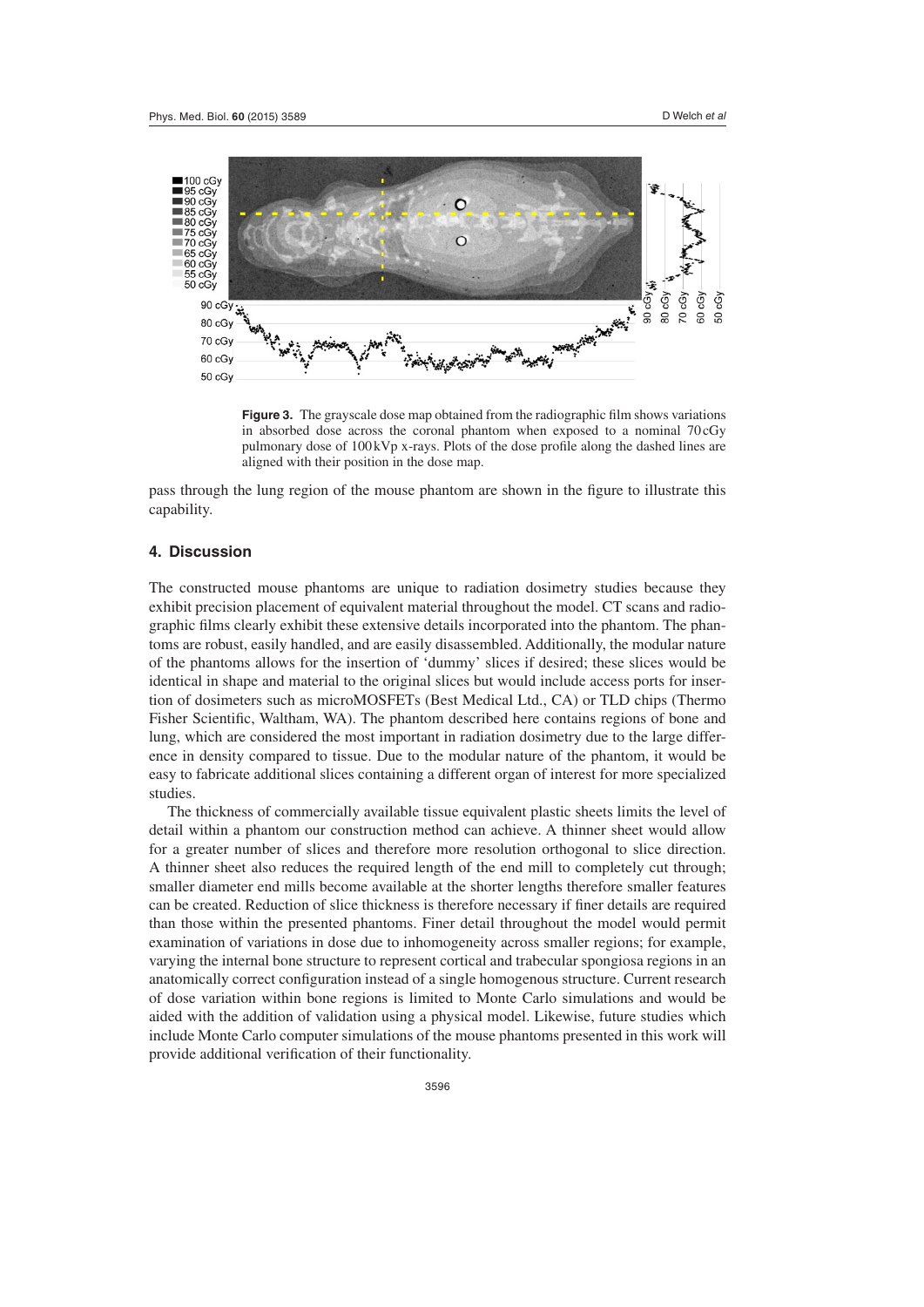**Figure 3.** The grayscale dose map obtained from the radiographic film shows variations in absorbed dose across the coronal phantom when exposed to a nominal 70 cGy pulmonary dose of 100 kVp x-rays. Plots of the dose profile along the dashed lines are aligned with their position in the dose map.

pass through the lung region of the mouse phantom are shown in the figure to illustrate this capability.

## 4. Discussion

The constructed mouse phantoms are unique to radiation dosimetry studies because they exhibit precision placement of equivalent material throughout the model. CT scans and radiographic films clearly exhibit these extensive details incorporated into the phantom. The phantoms are robust, easily handled, and are easily disassembled. Additionally, the modular nature of the phantoms allows for the insertion of 'dummy' slices if desired; these slices would be identical in shape and material to the original slices but would include access ports for insertion of dosimeters such as microMOSFETs (Best Medical Ltd., CA) or TLD chips (Thermo Fisher Scientific, Waltham, WA). The phantom described here contains regions of bone and lung, which are considered the most important in radiation dosimetry due to the large difference in density compared to tissue. Due to the modular nature of the phantom, it would be easy to fabricate additional slices containing a different organ of interest for more specialized studies.

The thickness of commercially available tissue equivalent plastic sheets limits the level of detail within a phantom our construction method can achieve. A thinner sheet would allow for a greater number of slices and therefore more resolution orthogonal to slice direction. A thinner sheet also reduces the required length of the end mill to completely cut through; smaller diameter end mills become available at the shorter lengths therefore smaller features can be created. Reduction of slice thickness is therefore necessary if finer details are required than those within the presented phantoms. Finer detail throughout the model would permit examination of variations in dose due to inhomogeneity across smaller regions; for example, varying the internal bone structure to represent cortical and trabecular spongiosa regions in an anatomically correct configuration instead of a single homogenous structure. Current research of dose variation within bone regions is limited to Monte Carlo simulations and would be aided with the addition of validation using a physical model. Likewise, future studies which include Monte Carlo computer simulations of the mouse phantoms presented in this work will provide additional verification of their functionality.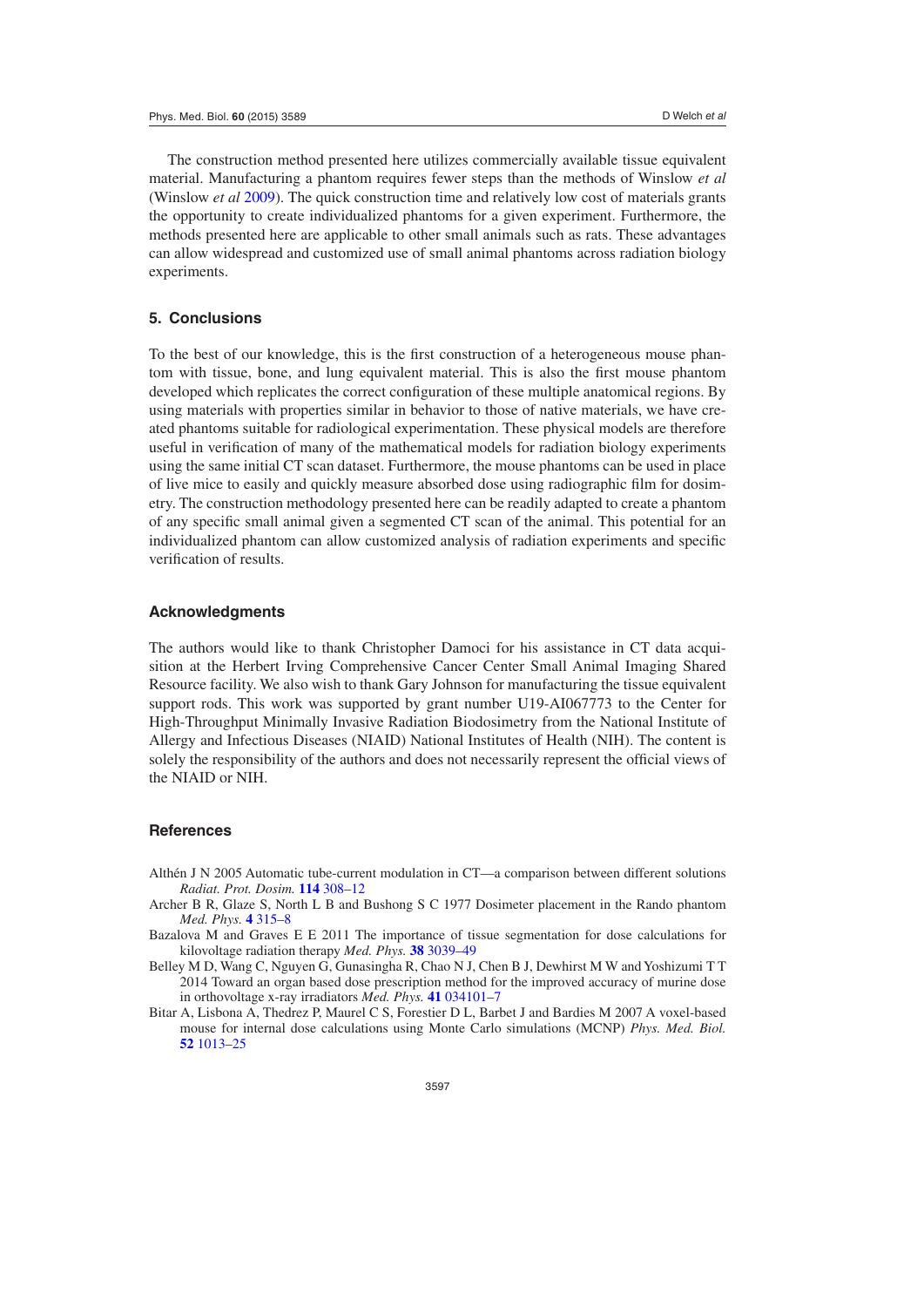The construction method presented here utilizes commercially available tissue equivalent material. Manufacturing a phantom requires fewer steps than the methods of Winslow *et al* (Winslow *et al* 2009). The quick construction time and relatively low cost of materials grants the opportunity to create individualized phantoms for a given experiment. Furthermore, the methods presented here are applicable to other small animals such as rats. These advantages can allow widespread and customized use of small animal phantoms across radiation biology experiments.

## 5. Conclusions

To the best of our knowledge, this is the first construction of a heterogeneous mouse phantom with tissue, bone, and lung equivalent material. This is also the first mouse phantom developed which replicates the correct configuration of these multiple anatomical regions. By using materials with properties similar in behavior to those of native materials, we have created phantoms suitable for radiological experimentation. These physical models are therefore useful in verification of many of the mathematical models for radiation biology experiments using the same initial CT scan dataset. Furthermore, the mouse phantoms can be used in place of live mice to easily and quickly measure absorbed dose using radiographic film for dosimetry. The construction methodology presented here can be readily adapted to create a phantom of any specific small animal given a segmented CT scan of the animal. This potential for an individualized phantom can allow customized analysis of radiation experiments and specific verification of results.

## Acknowledgments

The authors would like to thank Christopher Damoci for his assistance in CT data acquisition at the Herbert Irving Comprehensive Cancer Center Small Animal Imaging Shared Resource facility. We also wish to thank Gary Johnson for manufacturing the tissue equivalent support rods. This work was supported by grant number U19-AI067773 to the Center for High-Throughput Minimally Invasive Radiation Biodosimetry from the National Institute of Allergy and Infectious Diseases (NIAID) National Institutes of Health (NIH). The content is solely the responsibility of the authors and does not necessarily represent the official views of the NIAID or NIH.

## References

Althén J N 2005 Automatic tube-current modulation in CT—a comparison between different solutions *Radiat. Prot. Dosim.* **114** 308–12

Archer B R, Glaze S, North L B and Bushong S C 1977 Dosimeter placement in the Rando phantom *Med. Phys.* **4** 315–8

Bazalova M and Graves E E 2011 The importance of tissue segmentation for dose calculations for kilovoltage radiation therapy *Med. Phys.* **38** 3039–49

Belley M D, Wang C, Nguyen G, Gunasingha R, Chao N J, Chen B J, Dewhirst M W and Yoshizumi T T 2014 Toward an organ based dose prescription method for the improved accuracy of murine dose in orthovoltage x-ray irradiators *Med. Phys.* **41** 034101–7

Bitar A, Lisbona A, Thedrez P, Maurel C S, Forestier D L, Barbet J and Bardies M 2007 A voxel-based mouse for internal dose calculations using Monte Carlo simulations (MCNP) *Phys. Med. Biol.* **52** 1013–25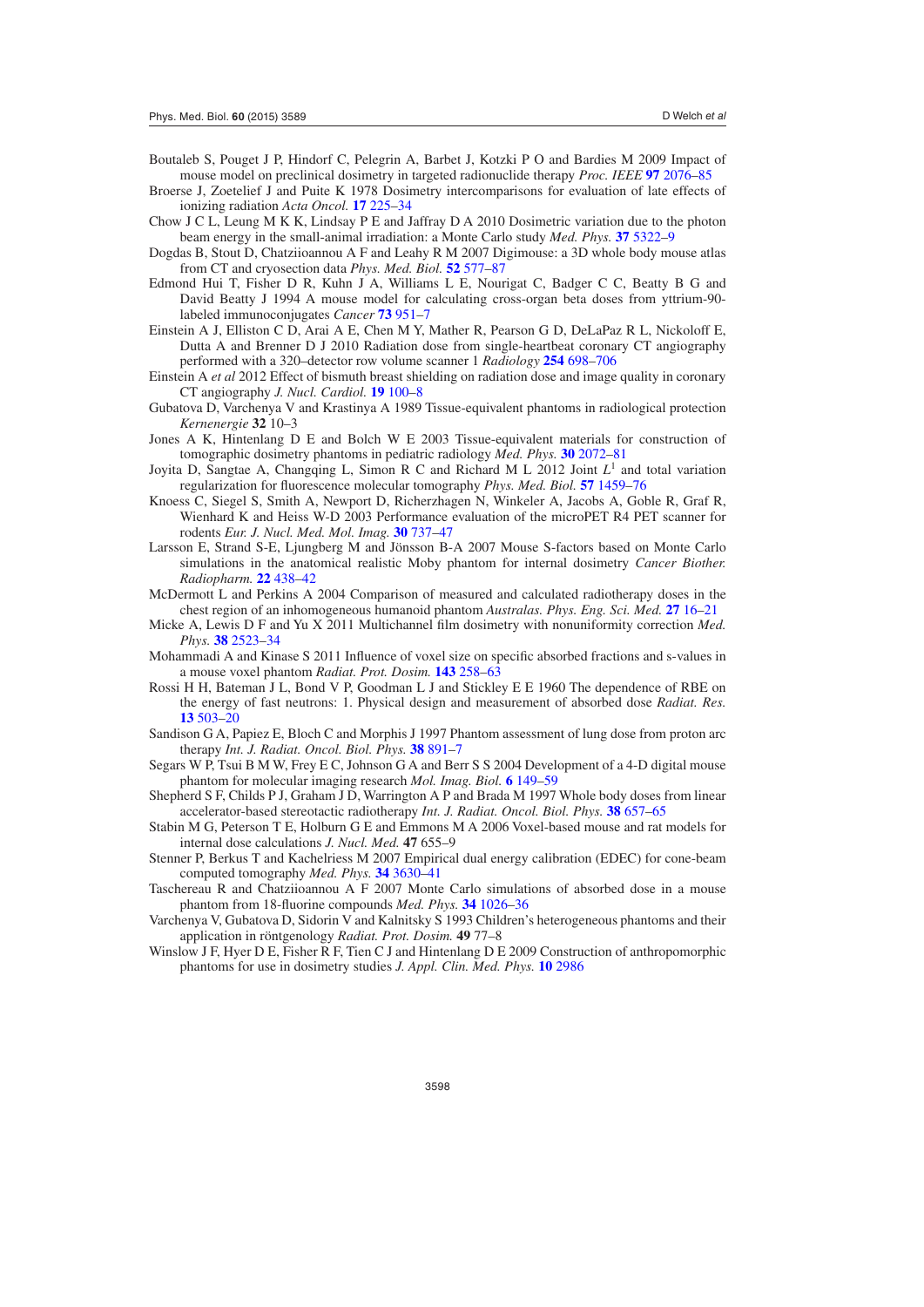Boutaleb S, Pouget J P, Hindorf C, Pelegrin A, Barbet J, Kotzki P O and Bardies M 2009 Impact of mouse model on preclinical dosimetry in targeted radionuclide therapy *Proc. IEEE* **97** 2076–85

Broerse J, Zoetelief J and Puite K 1978 Dosimetry intercomparisons for evaluation of late effects of ionizing radiation *Acta Oncol.* **17** 225–34

Chow J C L, Leung M K K, Lindsay P E and Jaffray D A 2010 Dosimetric variation due to the photon beam energy in the small-animal irradiation: a Monte Carlo study *Med. Phys.* **37** 5322–9

Dogdas B, Stout D, Chatziioannou A F and Leahy R M 2007 Digimouse: a 3D whole body mouse atlas from CT and cryosection data *Phys. Med. Biol.* **52** 577–87

Edmond Hui T, Fisher D R, Kuhn J A, Williams L E, Nourigat C, Badger C C, Beatty B G and David Beatty J 1994 A mouse model for calculating cross-organ beta doses from yttrium-90-labeled immunoconjugates *Cancer* **73** 951–7

Einstein A J, Elliston C D, Arai A E, Chen M Y, Mather R, Pearson G D, DeLaPaz R L, Nickoloff E, Dutta A and Brenner D J 2010 Radiation dose from single-heartbeat coronary CT angiography performed with a 320–detector row volume scanner 1 *Radiology* **254** 698–706

Einstein A *et al* 2012 Effect of bismuth breast shielding on radiation dose and image quality in coronary CT angiography *J. Nucl. Cardiol.* **19** 100–8

Gubatova D, Varchenya V and Krastina A 1989 Tissue-equivalent phantoms in radiological protection *Kernenergie* **32** 10–3

Jones A K, Hintenlang D E and Bolch W E 2003 Tissue-equivalent materials for construction of tomographic dosimetry phantoms in pediatric radiology *Med. Phys.* **30** 2072–81

Joyita D, Sangtae A, Changqing L, Simon R C and Richard M L 2012 Joint $L^1$ and total variation regularization for fluorescence molecular tomography *Phys. Med. Biol.* **57** 1459–76

Knoess C, Siegel S, Smith A, Newport D, Richerzhagen N, Winkeler A, Jacobs A, Goble R, Graf R, Wienhard K and Heiss W-D 2003 Performance evaluation of the microPET R4 PET scanner for rodents *Eur. J. Nucl. Med. Mol. Imag.* **30** 737–47

Larsson E, Strand S-E, Ljungberg M and Jönsson B-A 2007 Mouse S-factors based on Monte Carlo simulations in the anatomical realistic Moby phantom for internal dosimetry *Cancer Biother. Radiopharm.* **22** 438–42

McDermott L and Perkins A 2004 Comparison of measured and calculated radiotherapy doses in the chest region of an inhomogeneous humanoid phantom *Australas. Phys. Eng. Sci. Med.* **27** 16–21

Micke A, Lewis D F and Yu X 2011 Multichannel film dosimetry with nonuniformity correction *Med. Phys.* **38** 2523–34

Mohammadi A and Kinase S 2011 Influence of voxel size on specific absorbed fractions and s-values in a mouse voxel phantom *Radiat. Prot. Dosim.* **143** 258–63

Rossi H H, Bateman J L, Bond V P, Goodman L J and Stickley E E 1960 The dependence of RBE on the energy of fast neutrons: 1. Physical design and measurement of absorbed dose *Radiat. Res.* **13** 503–20

Sandison G A, Papiez E, Bloch C and Morphis J 1997 Phantom assessment of lung dose from proton arc therapy *Int. J. Radiat. Oncol. Biol. Phys.* **38** 891–7

Segars W P, Tsui B M W, Frey E C, Johnson G A and Berr S S 2004 Development of a 4-D digital mouse phantom for molecular imaging research *Mol. Imag. Biol.* **6** 149–59

Shepherd S F, Childs P J, Graham J D, Warrington A P and Brada M 1997 Whole body doses from linear accelerator-based stereotactic radiotherapy *Int. J. Radiat. Oncol. Biol. Phys.* **38** 657–65

Stabin M G, Peterson T E, Holburn G E and Emmons M A 2006 Voxel-based mouse and rat models for internal dose calculations *J. Nucl. Med.* **47** 655–9

Stenner P, Berkus T and Kachelriess M 2007 Empirical dual energy calibration (EDEC) for cone-beam computed tomography *Med. Phys.* **34** 3630–41

Taschereau R and Chatziioannou A F 2007 Monte Carlo simulations of absorbed dose in a mouse phantom from 18-fluorine compounds *Med. Phys.* **34** 1026–36

Varchenya V, Gubatova D, Sidorin V and Kalnitsky S 1993 Children's heterogeneous phantoms and their application in röntgenology *Radiat. Prot. Dosim.* **49** 77–8

Winslow J F, Hyer D E, Fisher R F, Tien C J and Hintenlang D E 2009 Construction of anthropomorphic phantoms for use in dosimetry studies *J. Appl. Clin. Med. Phys.* **10** 2986